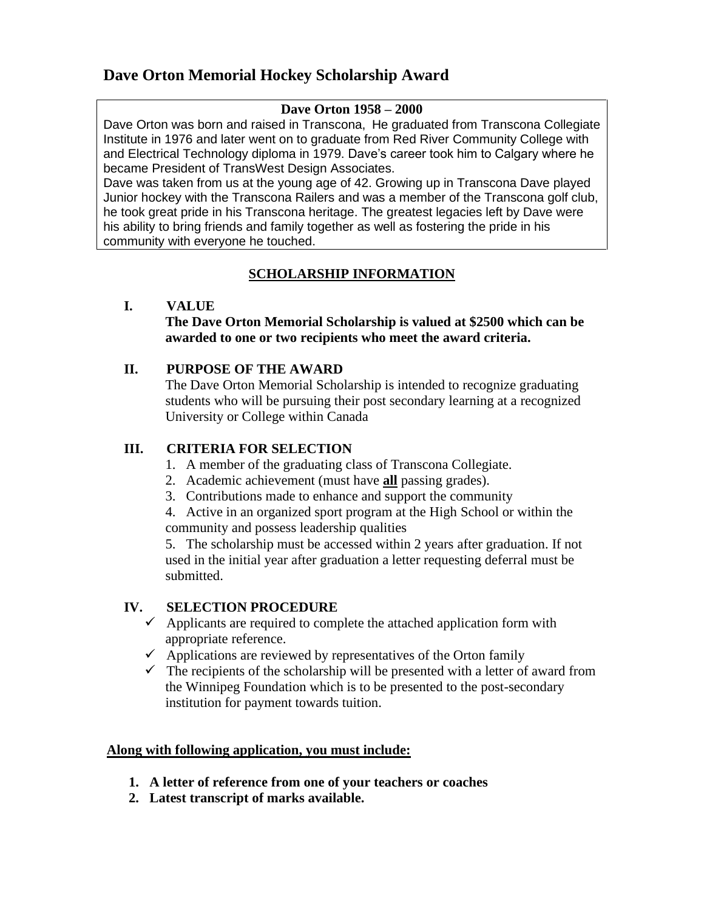# Dave Orton Memorial Hockey Scholarship Award

**Dave Orton 1958 – 2000**

Dave Orton was born and raised in Transcona, He graduated from Transcona Collegiate Institute in 1976 and later went on to graduate from Red River Community College with and Electrical Technology diploma in 1979. Dave's career took him to Calgary where he became President of TransWest Design Associates.

Dave was taken from us at the young age of 42. Growing up in Transcona Dave played Junior hockey with the Transcona Railers and was a member of the Transcona golf club, he took great pride in his Transcona heritage. The greatest legacies left by Dave were his ability to bring friends and family together as well as fostering the pride in his community with everyone he touched.

## SCHOLARSHIP INFORMATION

### I. VALUE

**The Dave Orton Memorial Scholarship is valued at $2500 which can be awarded to one or two recipients who meet the award criteria.**

### II. PURPOSE OF THE AWARD

The Dave Orton Memorial Scholarship is intended to recognize graduating students who will be pursuing their post secondary learning at a recognized University or College within Canada

### III. CRITERIA FOR SELECTION

1. A member of the graduating class of Transcona Collegiate.
2. Academic achievement (must have **all** passing grades).
3. Contributions made to enhance and support the community
4. Active in an organized sport program at the High School or within the community and possess leadership qualities
5. The scholarship must be accessed within 2 years after graduation. If not used in the initial year after graduation a letter requesting deferral must be submitted.

### IV. SELECTION PROCEDURE

- ✓ Applicants are required to complete the attached application form with appropriate reference.
- ✓ Applications are reviewed by representatives of the Orton family
- ✓ The recipients of the scholarship will be presented with a letter of award from the Winnipeg Foundation which is to be presented to the post-secondary institution for payment towards tuition.

**Along with following application, you must include:**

1. **A letter of reference from one of your teachers or coaches**
2. **Latest transcript of marks available.**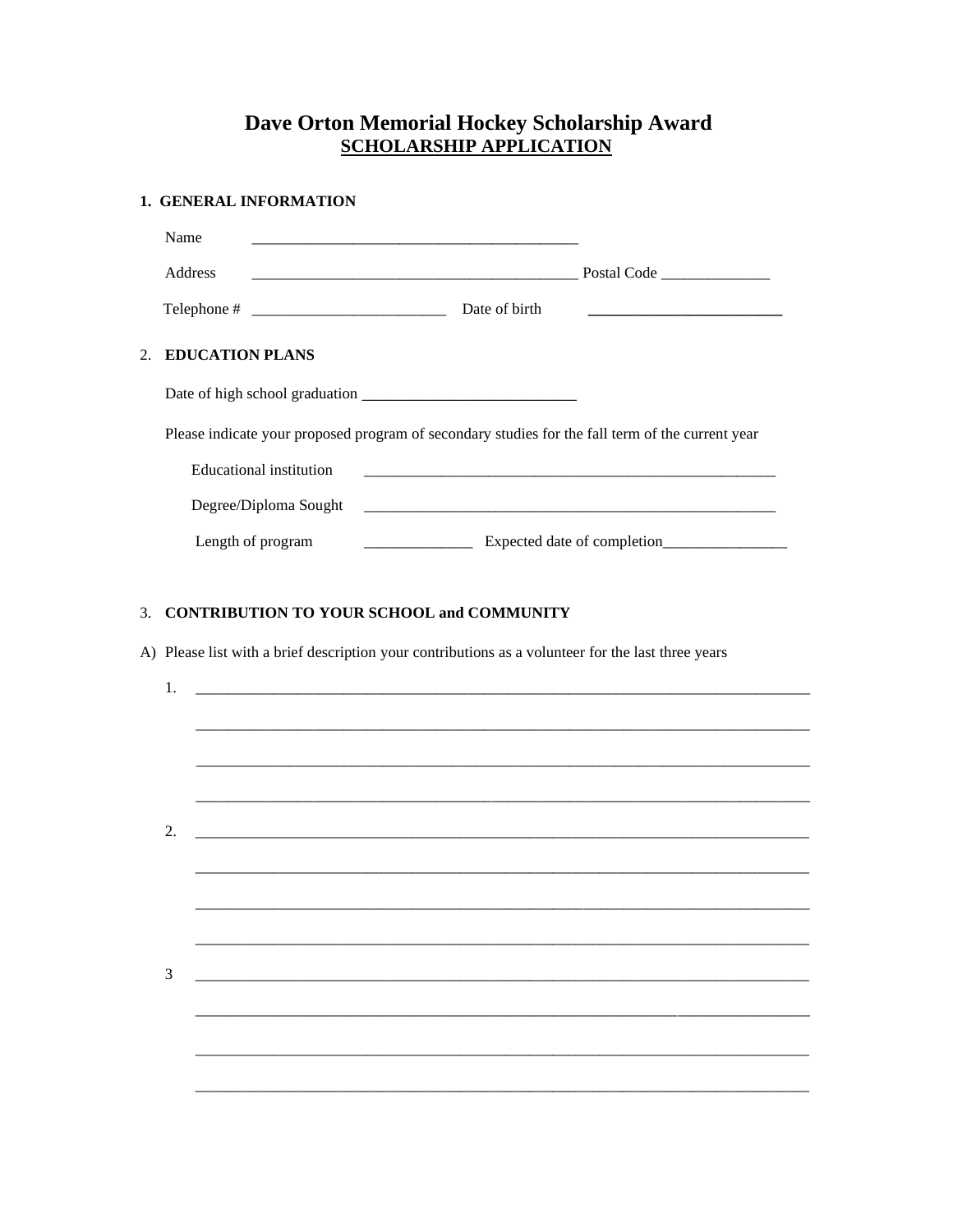# Dave Orton Memorial Hockey Scholarship Award

## SCHOLARSHIP APPLICATION

**1. GENERAL INFORMATION**

Name ________________________________________

Address ________________________________________ Postal Code _____________

Telephone # ________________________ Date of birth ________________________

2. **EDUCATION PLANS**

Date of high school graduation ___________________________

Please indicate your proposed program of secondary studies for the fall term of the current year

Educational institution ______________________________________________________

Degree/Diploma Sought ______________________________________________________

Length of program _____________ Expected date of completion________________

3. **CONTRIBUTION TO YOUR SCHOOL and COMMUNITY**

A) Please list with a brief description your contributions as a volunteer for the last three years

1. ________________________________________________________________________________

________________________________________________________________________________

________________________________________________________________________________

________________________________________________________________________________

2. ________________________________________________________________________________

________________________________________________________________________________

________________________________________________________________________________

________________________________________________________________________________

3 ________________________________________________________________________________

________________________________________________________________________________

________________________________________________________________________________

________________________________________________________________________________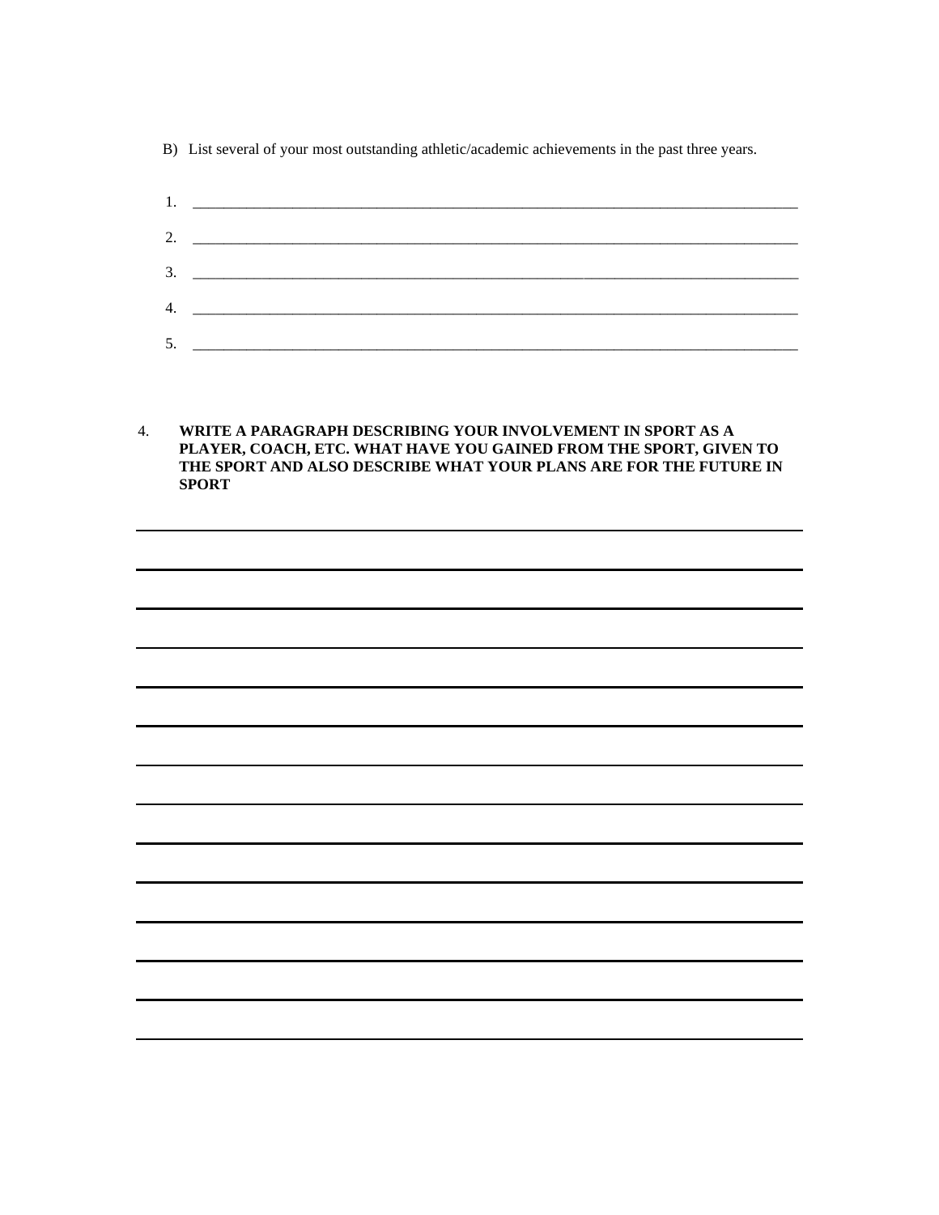B) List several of your most outstanding athletic/academic achievements in the past three years.

1. ______________________________________________________________________________

2. ______________________________________________________________________________

3. ______________________________________________________________________________

4. ______________________________________________________________________________

5. ______________________________________________________________________________

4. **WRITE A PARAGRAPH DESCRIBING YOUR INVOLVEMENT IN SPORT AS A PLAYER, COACH, ETC. WHAT HAVE YOU GAINED FROM THE SPORT, GIVEN TO THE SPORT AND ALSO DESCRIBE WHAT YOUR PLANS ARE FOR THE FUTURE IN SPORT**

______________________________________________________________________________

______________________________________________________________________________

______________________________________________________________________________

______________________________________________________________________________

______________________________________________________________________________

______________________________________________________________________________

______________________________________________________________________________

______________________________________________________________________________

______________________________________________________________________________

______________________________________________________________________________

______________________________________________________________________________

______________________________________________________________________________

______________________________________________________________________________

______________________________________________________________________________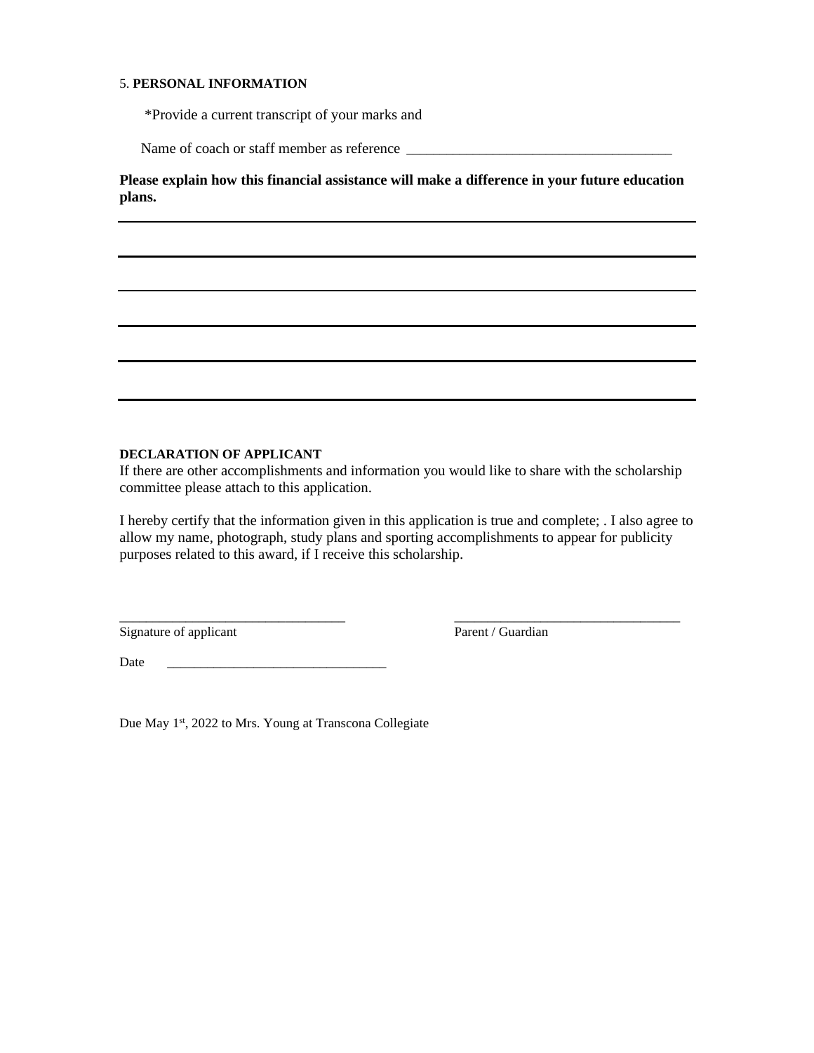5. **PERSONAL INFORMATION**

*Provide a current transcript of your marks and

Name of coach or staff member as reference ____________________________________

**Please explain how this financial assistance will make a difference in your future education plans.**

______________________________________________________________________________

______________________________________________________________________________

______________________________________________________________________________

______________________________________________________________________________

______________________________________________________________________________

______________________________________________________________________________

**DECLARATION OF APPLICANT**

If there are other accomplishments and information you would like to share with the scholarship committee please attach to this application.

I hereby certify that the information given in this application is true and complete; . I also agree to allow my name, photograph, study plans and sporting accomplishments to appear for publicity purposes related to this award, if I receive this scholarship.

________________________________ ________________________________

Signature of applicant Parent / Guardian

Date ________________________________

Due May 1st, 2022 to Mrs. Young at Transcona Collegiate